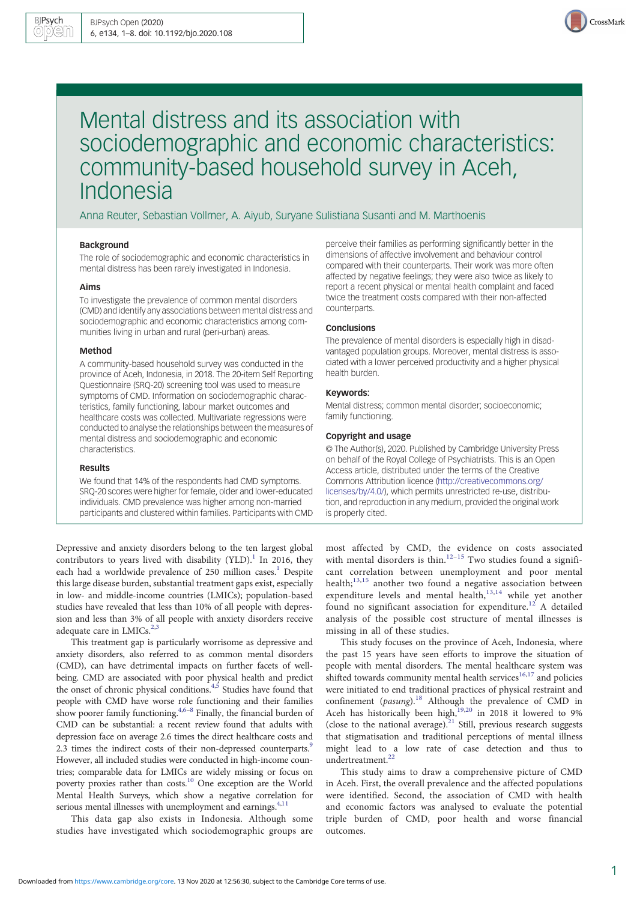# Mental distress and its association with sociodemographic and economic characteristics: community-based household survey in Aceh, Indonesia

Anna Reuter, Sebastian Vollmer, A. Aiyub, Suryane Sulistiana Susanti and M. Marthoenis

### Background

The role of sociodemographic and economic characteristics in mental distress has been rarely investigated in Indonesia.

### Aims

To investigate the prevalence of common mental disorders (CMD) and identify any associations between mental distress and sociodemographic and economic characteristics among communities living in urban and rural (peri-urban) areas.

### Method

A community-based household survey was conducted in the province of Aceh, Indonesia, in 2018. The 20-item Self Reporting Questionnaire (SRQ-20) screening tool was used to measure symptoms of CMD. Information on sociodemographic characteristics, family functioning, labour market outcomes and healthcare costs was collected. Multivariate regressions were conducted to analyse the relationships between the measures of mental distress and sociodemographic and economic characteristics.

### Results

We found that 14% of the respondents had CMD symptoms. SRQ-20 scores were higher for female, older and lower-educated individuals. CMD prevalence was higher among non-married participants and clustered within families. Participants with CMD perceive their families as performing significantly better in the dimensions of affective involvement and behaviour control compared with their counterparts. Their work was more often affected by negative feelings; they were also twice as likely to report a recent physical or mental health complaint and faced twice the treatment costs compared with their non-affected counterparts.

### Conclusions

The prevalence of mental disorders is especially high in disadvantaged population groups. Moreover, mental distress is associated with a lower perceived productivity and a higher physical health burden.

### Keywords:

Mental distress; common mental disorder; socioeconomic; family functioning.

### Copyright and usage

© The Author(s), 2020. Published by Cambridge University Press on behalf of the Royal College of Psychiatrists. This is an Open Access article, distributed under the terms of the Creative Commons Attribution licence (http://creativecommons.org/licenses/by/4.0/), which permits unrestricted re-use, distribution, and reproduction in any medium, provided the original work is properly cited.

Depressive and anxiety disorders belong to the ten largest global contributors to years lived with disability (YLD).[1] In 2016, they each had a worldwide prevalence of 250 million cases.[1] Despite this large disease burden, substantial treatment gaps exist, especially in low- and middle-income countries (LMICs); population-based studies have revealed that less than 10% of all people with depression and less than 3% of all people with anxiety disorders receive adequate care in LMICs.[2,3]

This treatment gap is particularly worrisome as depressive and anxiety disorders, also referred to as common mental disorders (CMD), can have detrimental impacts on further facets of well-being. CMD are associated with poor physical health and predict the onset of chronic physical conditions.[4,5] Studies have found that people with CMD have worse role functioning and their families show poorer family functioning.[4,6–8] Finally, the financial burden of CMD can be substantial: a recent review found that adults with depression face on average 2.6 times the direct healthcare costs and 2.3 times the indirect costs of their non-depressed counterparts.[9] However, all included studies were conducted in high-income countries; comparable data for LMICs are widely missing or focus on poverty proxies rather than costs.[10] One exception are the World Mental Health Surveys, which show a negative correlation for serious mental illnesses with unemployment and earnings.[4,11]

This data gap also exists in Indonesia. Although some studies have investigated which sociodemographic groups are most affected by CMD, the evidence on costs associated with mental disorders is thin.[12–15] Two studies found a significant correlation between unemployment and poor mental health;[13,15] another two found a negative association between expenditure levels and mental health,[13,14] while yet another found no significant association for expenditure.[12] A detailed analysis of the possible cost structure of mental illnesses is missing in all of these studies.

This study focuses on the province of Aceh, Indonesia, where the past 15 years have seen efforts to improve the situation of people with mental disorders. The mental healthcare system was shifted towards community mental health services[16,17] and policies were initiated to end traditional practices of physical restraint and confinement (*pasung*).[18] Although the prevalence of CMD in Aceh has historically been high,[19,20] in 2018 it lowered to 9% (close to the national average).[21] Still, previous research suggests that stigmatisation and traditional perceptions of mental illness might lead to a low rate of case detection and thus to undertreatment.[22]

This study aims to draw a comprehensive picture of CMD in Aceh. First, the overall prevalence and the affected populations were identified. Second, the association of CMD with health and economic factors was analysed to evaluate the potential triple burden of CMD, poor health and worse financial outcomes.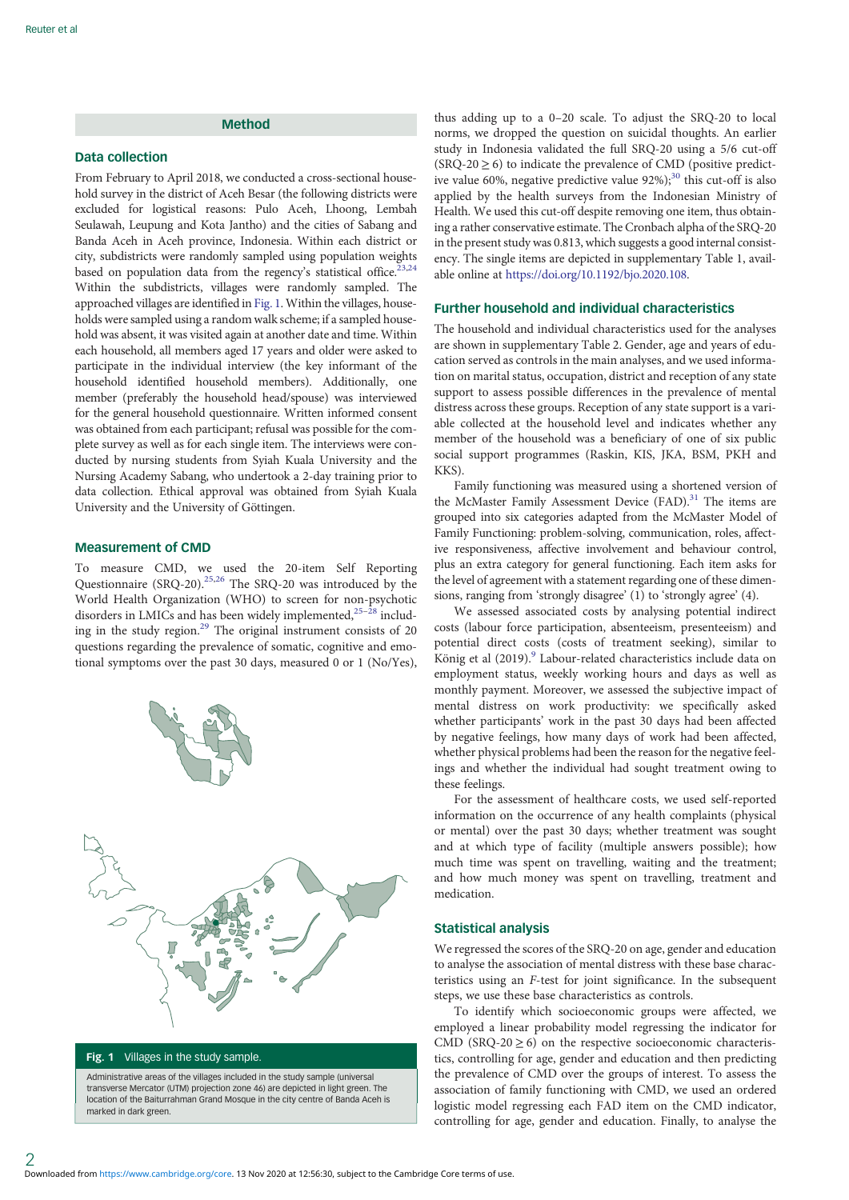## Method

### Data collection

From February to April 2018, we conducted a cross-sectional household survey in the district of Aceh Besar (the following districts were excluded for logistical reasons: Pulo Aceh, Lhoong, Lembah Seulawah, Leupung and Kota Jantho) and the cities of Sabang and Banda Aceh in Aceh province, Indonesia. Within each district or city, subdistricts were randomly sampled using population weights based on population data from the regency's statistical office.[23,24] Within the subdistricts, villages were randomly sampled. The approached villages are identified in Fig. 1. Within the villages, households were sampled using a random walk scheme; if a sampled household was absent, it was visited again at another date and time. Within each household, all members aged 17 years and older were asked to participate in the individual interview (the key informant of the household identified household members). Additionally, one member (preferably the household head/spouse) was interviewed for the general household questionnaire. Written informed consent was obtained from each participant; refusal was possible for the complete survey as well as for each single item. The interviews were conducted by nursing students from Syiah Kuala University and the Nursing Academy Sabang, who undertook a 2-day training prior to data collection. Ethical approval was obtained from Syiah Kuala University and the University of Göttingen.

### Measurement of CMD

To measure CMD, we used the 20-item Self Reporting Questionnaire (SRQ-20).[25,26] The SRQ-20 was introduced by the World Health Organization (WHO) to screen for non-psychotic disorders in LMICs and has been widely implemented,[25–28] including in the study region.[29] The original instrument consists of 20 questions regarding the prevalence of somatic, cognitive and emotional symptoms over the past 30 days, measured 0 or 1 (No/Yes), thus adding up to a 0–20 scale. To adjust the SRQ-20 to local norms, we dropped the question on suicidal thoughts. An earlier study in Indonesia validated the full SRQ-20 using a 5/6 cut-off (SRQ-20 $\geq$ 6) to indicate the prevalence of CMD (positive predictive value 60%, negative predictive value 92%);[30] this cut-off is also applied by the health surveys from the Indonesian Ministry of Health. We used this cut-off despite removing one item, thus obtaining a rather conservative estimate. The Cronbach alpha of the SRQ-20 in the present study was 0.813, which suggests a good internal consistency. The single items are depicted in supplementary Table 1, available online at https://doi.org/10.1192/bjo.2020.108.

**Fig. 1** Villages in the study sample.

Administrative areas of the villages included in the study sample (universal transverse Mercator (UTM) projection zone 46) are depicted in light green. The location of the Baiturrahman Grand Mosque in the city centre of Banda Aceh is marked in dark green.

### Further household and individual characteristics

The household and individual characteristics used for the analyses are shown in supplementary Table 2. Gender, age and years of education served as controls in the main analyses, and we used information on marital status, occupation, district and reception of any state support to assess possible differences in the prevalence of mental distress across these groups. Reception of any state support is a variable collected at the household level and indicates whether any member of the household was a beneficiary of one of six public social support programmes (Raskin, KIS, JKA, BSM, PKH and KKS).

Family functioning was measured using a shortened version of the McMaster Family Assessment Device (FAD).[31] The items are grouped into six categories adapted from the McMaster Model of Family Functioning: problem-solving, communication, roles, affective responsiveness, affective involvement and behaviour control, plus an extra category for general functioning. Each item asks for the level of agreement with a statement regarding one of these dimensions, ranging from 'strongly disagree' (1) to 'strongly agree' (4).

We assessed associated costs by analysing potential indirect costs (labour force participation, absenteeism, presenteeism) and potential direct costs (costs of treatment seeking), similar to König et al (2019).[9] Labour-related characteristics include data on employment status, weekly working hours and days as well as monthly payment. Moreover, we assessed the subjective impact of mental distress on work productivity: we specifically asked whether participants' work in the past 30 days had been affected by negative feelings, how many days of work had been affected, whether physical problems had been the reason for the negative feelings and whether the individual had sought treatment owing to these feelings.

For the assessment of healthcare costs, we used self-reported information on the occurrence of any health complaints (physical or mental) over the past 30 days; whether treatment was sought and at which type of facility (multiple answers possible); how much time was spent on travelling, waiting and the treatment; and how much money was spent on travelling, treatment and medication.

### Statistical analysis

We regressed the scores of the SRQ-20 on age, gender and education to analyse the association of mental distress with these base characteristics using an $F$-test for joint significance. In the subsequent steps, we use these base characteristics as controls.

To identify which socioeconomic groups were affected, we employed a linear probability model regressing the indicator for CMD (SRQ-20 $\geq$ 6) on the respective socioeconomic characteristics, controlling for age, gender and education and then predicting the prevalence of CMD over the groups of interest. To assess the association of family functioning with CMD, we used an ordered logistic model regressing each FAD item on the CMD indicator, controlling for age, gender and education. Finally, to analyse the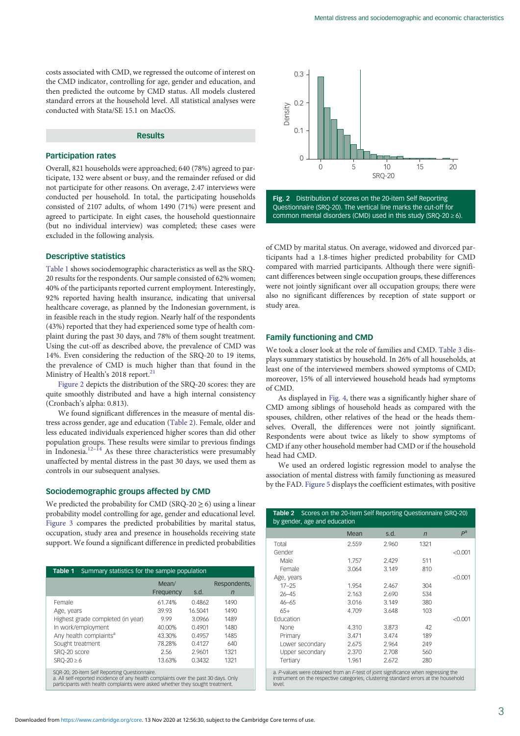costs associated with CMD, we regressed the outcome of interest on the CMD indicator, controlling for age, gender and education, and then predicted the outcome by CMD status. All models clustered standard errors at the household level. All statistical analyses were conducted with Stata/SE 15.1 on MacOS.

## Results

### Participation rates

Overall, 821 households were approached; 640 (78%) agreed to participate, 132 were absent or busy, and the remainder refused or did not participate for other reasons. On average, 2.47 interviews were conducted per household. In total, the participating households consisted of 2107 adults, of whom 1490 (71%) were present and agreed to participate. In eight cases, the household questionnaire (but no individual interview) was completed; these cases were excluded in the following analysis.

### Descriptive statistics

Table 1 shows sociodemographic characteristics as well as the SRQ-20 results for the respondents. Our sample consisted of 62% women; 40% of the participants reported current employment. Interestingly, 92% reported having health insurance, indicating that universal healthcare coverage, as planned by the Indonesian government, is in feasible reach in the study region. Nearly half of the respondents (43%) reported that they had experienced some type of health complaint during the past 30 days, and 78% of them sought treatment. Using the cut-off as described above, the prevalence of CMD was 14%. Even considering the reduction of the SRQ-20 to 19 items, the prevalence of CMD is much higher than that found in the Ministry of Health's 2018 report.[21]

Figure 2 depicts the distribution of the SRQ-20 scores: they are quite smoothly distributed and have a high internal consistency (Cronbach's alpha: 0.813).

We found significant differences in the measure of mental distress across gender, age and education (Table 2). Female, older and less educated individuals experienced higher scores than did other population groups. These results were similar to previous findings in Indonesia.[12–14] As these three characteristics were presumably unaffected by mental distress in the past 30 days, we used them as controls in our subsequent analyses.

### Sociodemographic groups affected by CMD

We predicted the probability for CMD (SRQ-20 $\geq$ 6) using a linear probability model controlling for age, gender and educational level. Figure 3 compares the predicted probabilities by marital status, occupation, study area and presence in households receiving state support. We found a significant difference in predicted probabilities of CMD by marital status. On average, widowed and divorced participants had a 1.8-times higher predicted probability for CMD compared with married participants. Although there were significant differences between single occupation groups, these differences were not jointly significant over all occupation groups; there were also no significant differences by reception of state support or study area.

**Table 1** Summary statistics for the sample population

| | Mean/ Frequency | s.d. | Respondents, *n* |
|---|---|---|---|
| Female | 61.74% | 0.4862 | 1490 |
| Age, years | 39.93 | 16.5041 | 1490 |
| Highest grade completed (in year) | 9.99 | 3.0966 | 1489 |
| In work/employment | 40.00% | 0.4901 | 1480 |
| Any health complaints[a] | 43.30% | 0.4957 | 1485 |
| Sought treatment | 78.28% | 0.4127 | 640 |
| SRQ-20 score | 2.56 | 2.9601 | 1321 |
| SRQ-20 ≥ 6 | 13.63% | 0.3432 | 1321 |

SQR-20, 20-item Self Reporting Questionnaire.
a. All self-reported incidence of any health complaints over the past 30 days. Only participants with health complaints were asked whether they sought treatment.

Fig. 2 Distribution of scores on the 20-item Self Reporting Questionnaire (SRQ-20). The vertical line marks the cut-off for common mental disorders (CMD) used in this study (SRQ-20 $\geq$ 6).

### Family functioning and CMD

We took a closer look at the role of families and CMD. Table 3 displays summary statistics by household. In 26% of all households, at least one of the interviewed members showed symptoms of CMD; moreover, 15% of all interviewed household heads had symptoms of CMD.

As displayed in Fig. 4, there was a significantly higher share of CMD among siblings of household heads as compared with the spouses, children, other relatives of the head or the heads themselves. Overall, the differences were not jointly significant. Respondents were about twice as likely to show symptoms of CMD if any other household member had CMD or if the household head had CMD.

We used an ordered logistic regression model to analyse the association of mental distress with family functioning as measured by the FAD. Figure 5 displays the coefficient estimates, with positive

**Table 2** Scores on the 20-item Self Reporting Questionnaire (SRQ-20) by gender, age and education

| | Mean | s.d. | *n* | *P*[a] |
|---|---|---|---|---|
| Total | 2.559 | 2.960 | 1321 | |
| Gender | | | | <0.001 |
| Male | 1.757 | 2.429 | 511 | |
| Female | 3.064 | 3.149 | 810 | |
| Age, years | | | | <0.001 |
| 17–25 | 1.954 | 2.467 | 304 | |
| 26–45 | 2.163 | 2.690 | 534 | |
| 46–65 | 3.016 | 3.149 | 380 | |
| 65+ | 4.709 | 3.648 | 103 | |
| Education | | | | <0.001 |
| None | 4.310 | 3.873 | 42 | |
| Primary | 3.471 | 3.474 | 189 | |
| Lower secondary | 2.675 | 2.964 | 249 | |
| Upper secondary | 2.370 | 2.708 | 560 | |
| Tertiary | 1.961 | 2.672 | 280 | |

a. *P*-values were obtained from an *F*-test of joint significance when regressing the instrument on the respective categories, clustering standard errors at the household level.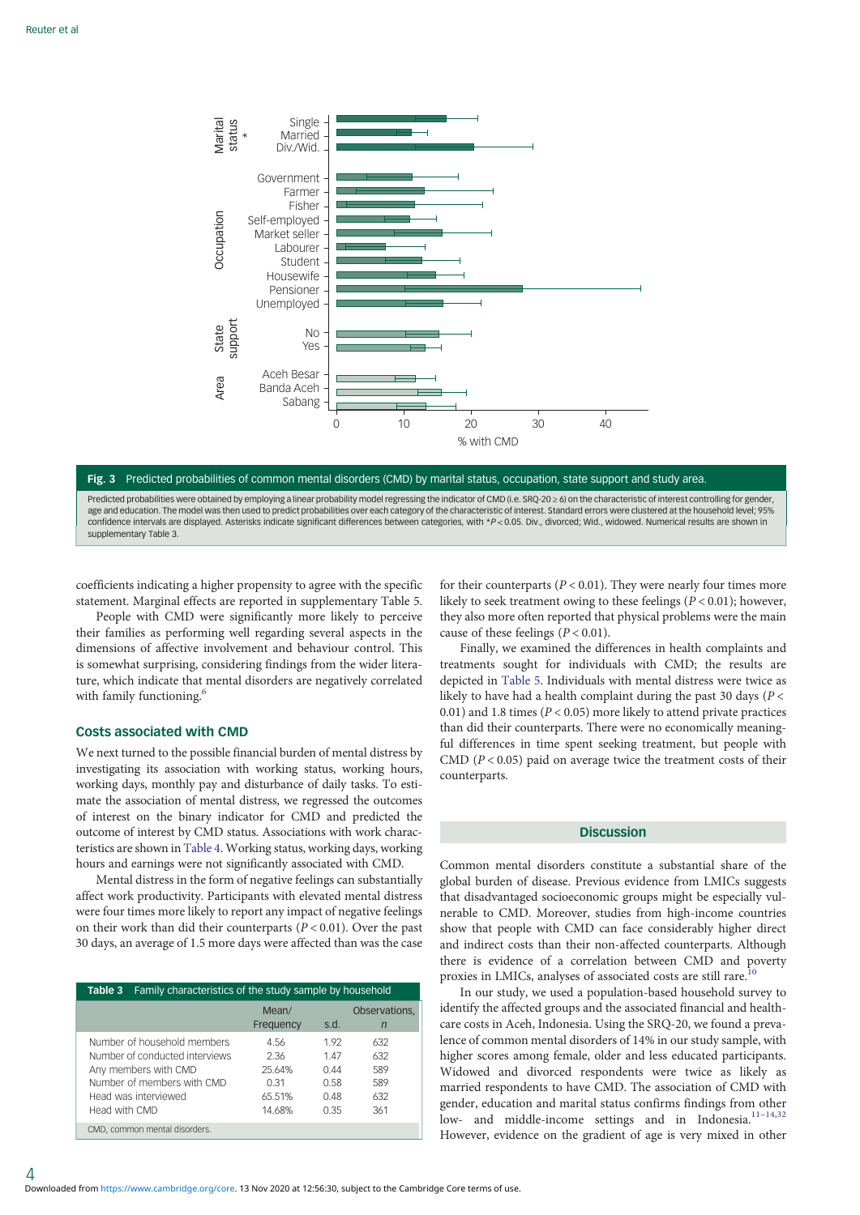Fig. 3 Predicted probabilities of common mental disorders (CMD) by marital status, occupation, state support and study area.

Predicted probabilities were obtained by employing a linear probability model regressing the indicator of CMD (i.e. SRQ-20 ≥ 6) on the characteristic of interest controlling for gender, age and education. The model was then used to predict probabilities over each category of the characteristic of interest. Standard errors were clustered at the household level; 95% confidence intervals are displayed. Asterisks indicate significant differences between categories, with *$P < 0.05$. Div., divorced; Wid., widowed. Numerical results are shown in supplementary Table 3.

coefficients indicating a higher propensity to agree with the specific statement. Marginal effects are reported in supplementary Table 5.

People with CMD were significantly more likely to perceive their families as performing well regarding several aspects in the dimensions of affective involvement and behaviour control. This is somewhat surprising, considering findings from the wider literature, which indicate that mental disorders are negatively correlated with family functioning.[6]

## Costs associated with CMD

We next turned to the possible financial burden of mental distress by investigating its association with working status, working hours, working days, monthly pay and disturbance of daily tasks. To estimate the association of mental distress, we regressed the outcomes of interest on the binary indicator for CMD and predicted the outcome of interest by CMD status. Associations with work characteristics are shown in Table 4. Working status, working days, working hours and earnings were not significantly associated with CMD.

Mental distress in the form of negative feelings can substantially affect work productivity. Participants with elevated mental distress were four times more likely to report any impact of negative feelings on their work than did their counterparts ($P < 0.01$). Over the past 30 days, an average of 1.5 more days were affected than was the case for their counterparts ($P < 0.01$). They were nearly four times more likely to seek treatment owing to these feelings ($P < 0.01$); however, they also more often reported that physical problems were the main cause of these feelings ($P < 0.01$).

Finally, we examined the differences in health complaints and treatments sought for individuals with CMD; the results are depicted in Table 5. Individuals with mental distress were twice as likely to have had a health complaint during the past 30 days ($P < 0.01$) and 1.8 times ($P < 0.05$) more likely to attend private practices than did their counterparts. There were no economically meaningful differences in time spent seeking treatment, but people with CMD ($P < 0.05$) paid on average twice the treatment costs of their counterparts.

**Table 3** Family characteristics of the study sample by household

| | Mean/ Frequency | s.d. | Observations, *n* |
|---|---|---|---|
| Number of household members | 4.56 | 1.92 | 632 |
| Number of conducted interviews | 2.36 | 1.47 | 632 |
| Any members with CMD | 25.64% | 0.44 | 589 |
| Number of members with CMD | 0.31 | 0.58 | 589 |
| Head was interviewed | 65.51% | 0.48 | 632 |
| Head with CMD | 14.68% | 0.35 | 361 |

CMD, common mental disorders.

## Discussion

Common mental disorders constitute a substantial share of the global burden of disease. Previous evidence from LMICs suggests that disadvantaged socioeconomic groups might be especially vulnerable to CMD. Moreover, studies from high-income countries show that people with CMD can face considerably higher direct and indirect costs than their non-affected counterparts. Although there is evidence of a correlation between CMD and poverty proxies in LMICs, analyses of associated costs are still rare.[10]

In our study, we used a population-based household survey to identify the affected groups and the associated financial and health-care costs in Aceh, Indonesia. Using the SRQ-20, we found a prevalence of common mental disorders of 14% in our study sample, with higher scores among female, older and less educated participants. Widowed and divorced respondents were twice as likely as married respondents to have CMD. The association of CMD with gender, education and marital status confirms findings from other low- and middle-income settings and in Indonesia.[11–14,32] However, evidence on the gradient of age is very mixed in other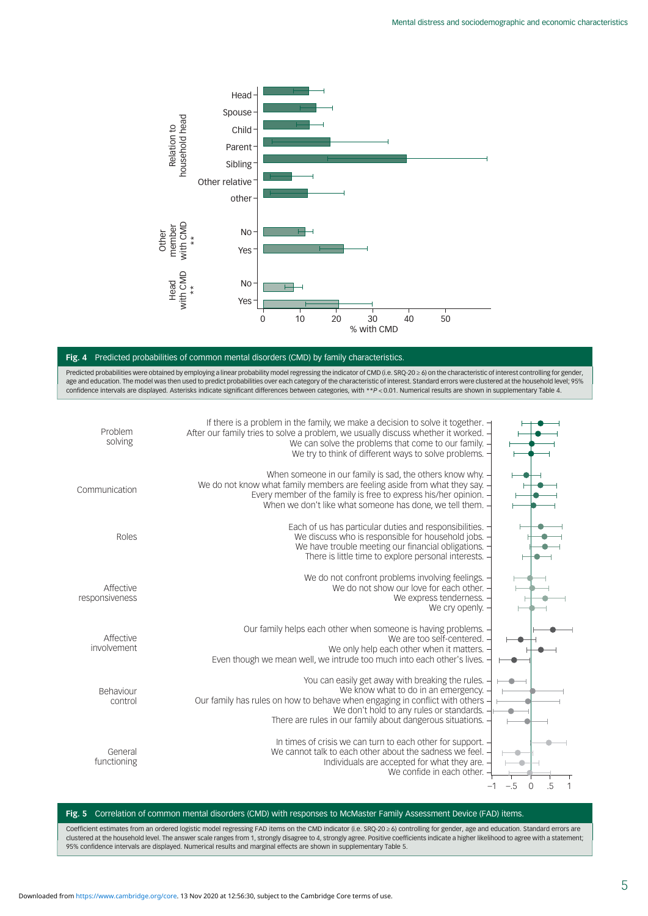**Fig. 4** Predicted probabilities of common mental disorders (CMD) by family characteristics.

Predicted probabilities were obtained by employing a linear probability model regressing the indicator of CMD (i.e. SRQ-20 ≥ 6) on the characteristic of interest controlling for gender, age and education. The model was then used to predict probabilities over each category of the characteristic of interest. Standard errors were clustered at the household level; 95% confidence intervals are displayed. Asterisks indicate significant differences between categories, with $^{**}P < 0.01$. Numerical results are shown in supplementary Table 4.

**Fig. 5** Correlation of common mental disorders (CMD) with responses to McMaster Family Assessment Device (FAD) items.

Coefficient estimates from an ordered logistic model regressing FAD items on the CMD indicator (i.e. SRQ-20 ≥ 6) controlling for gender, age and education. Standard errors are clustered at the household level. The answer scale ranges from 1, strongly disagree to 4, strongly agree. Positive coefficients indicate a higher likelihood to agree with a statement; 95% confidence intervals are displayed. Numerical results and marginal effects are shown in supplementary Table 5.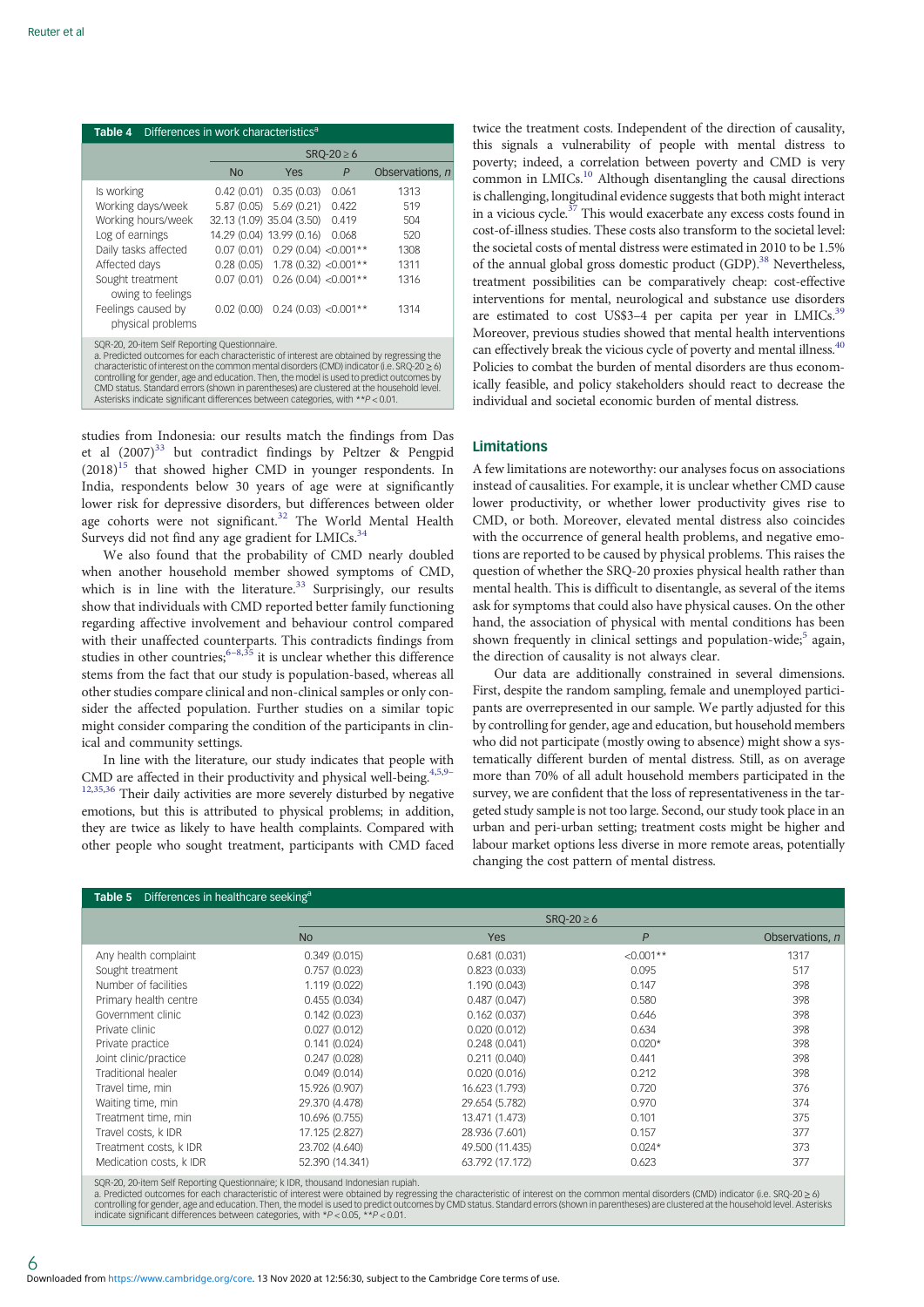**Table 4** Differences in work characteristics[a]

| | SRQ-20 ≥ 6 | | | |
|---|---|---|---|---|
| | No | Yes | *P* | Observations, *n* |
| Is working | 0.42 (0.01) | 0.35 (0.03) | 0.061 | 1313 |
| Working days/week | 5.87 (0.05) | 5.69 (0.21) | 0.422 | 519 |
| Working hours/week | 32.13 (1.09) | 35.04 (3.50) | 0.419 | 504 |
| Log of earnings | 14.29 (0.04) | 13.99 (0.16) | 0.068 | 520 |
| Daily tasks affected | 0.07 (0.01) | 0.29 (0.04) | <0.001** | 1308 |
| Affected days | 0.28 (0.05) | 1.78 (0.32) | <0.001** | 1311 |
| Sought treatment owing to feelings | 0.07 (0.01) | 0.26 (0.04) | <0.001** | 1316 |
| Feelings caused by physical problems | 0.02 (0.00) | 0.24 (0.03) | <0.001** | 1314 |

SQR-20, 20-item Self Reporting Questionnaire.
a. Predicted outcomes for each characteristic of interest are obtained by regressing the characteristic of interest on the common mental disorders (CMD) indicator (i.e. SRQ-20 ≥ 6) controlling for gender, age and education. Then, the model is used to predict outcomes by CMD status. Standard errors (shown in parentheses) are clustered at the household level. Asterisks indicate significant differences between categories, with $^{**}P < 0.01$.

studies from Indonesia: our results match the findings from Das et al (2007)[33] but contradict findings by Peltzer & Pengpid (2018)[15] that showed higher CMD in younger respondents. In India, respondents below 30 years of age were at significantly lower risk for depressive disorders, but differences between older age cohorts were not significant.[32] The World Mental Health Surveys did not find any age gradient for LMICs.[34]

We also found that the probability of CMD nearly doubled when another household member showed symptoms of CMD, which is in line with the literature.[33] Surprisingly, our results show that individuals with CMD reported better family functioning regarding affective involvement and behaviour control compared with their unaffected counterparts. This contradicts findings from studies in other countries;[6–8,35] it is unclear whether this difference stems from the fact that our study is population-based, whereas all other studies compare clinical and non-clinical samples or only consider the affected population. Further studies on a similar topic might consider comparing the condition of the participants in clinical and community settings.

In line with the literature, our study indicates that people with CMD are affected in their productivity and physical well-being.[4,5,9–12,35,36] Their daily activities are more severely disturbed by negative emotions, but this is attributed to physical problems; in addition, they are twice as likely to have health complaints. Compared with other people who sought treatment, participants with CMD faced twice the treatment costs. Independent of the direction of causality, this signals a vulnerability of people with mental distress to poverty; indeed, a correlation between poverty and CMD is very common in LMICs.[10] Although disentangling the causal directions is challenging, longitudinal evidence suggests that both might interact in a vicious cycle.[37] This would exacerbate any excess costs found in cost-of-illness studies. These costs also transform to the societal level: the societal costs of mental distress were estimated in 2010 to be 1.5% of the annual global gross domestic product (GDP).[38] Nevertheless, treatment possibilities can be comparatively cheap: cost-effective interventions for mental, neurological and substance use disorders are estimated to cost US\$3–4 per capita per year in LMICs.[39] Moreover, previous studies showed that mental health interventions can effectively break the vicious cycle of poverty and mental illness.[40] Policies to combat the burden of mental disorders are thus economically feasible, and policy stakeholders should react to decrease the individual and societal economic burden of mental distress.

## Limitations

A few limitations are noteworthy: our analyses focus on associations instead of causalities. For example, it is unclear whether CMD cause lower productivity, or whether lower productivity gives rise to CMD, or both. Moreover, elevated mental distress also coincides with the occurrence of general health problems, and negative emotions are reported to be caused by physical problems. This raises the question of whether the SRQ-20 proxies physical health rather than mental health. This is difficult to disentangle, as several of the items ask for symptoms that could also have physical causes. On the other hand, the association of physical with mental conditions has been shown frequently in clinical settings and population-wide;[5] again, the direction of causality is not always clear.

Our data are additionally constrained in several dimensions. First, despite the random sampling, female and unemployed participants are overrepresented in our sample. We partly adjusted for this by controlling for gender, age and education, but household members who did not participate (mostly owing to absence) might show a systematically different burden of mental distress. Still, as on average more than 70% of all adult household members participated in the survey, we are confident that the loss of representativeness in the targeted study sample is not too large. Second, our study took place in an urban and peri-urban setting; treatment costs might be higher and labour market options less diverse in more remote areas, potentially changing the cost pattern of mental distress.

**Table 5** Differences in healthcare seeking[a]

| | SRQ-20 ≥ 6 | | | |
|---|---|---|---|---|
| | No | Yes | *P* | Observations, *n* |
| Any health complaint | 0.349 (0.015) | 0.681 (0.031) | <0.001** | 1317 |
| Sought treatment | 0.757 (0.023) | 0.823 (0.033) | 0.095 | 517 |
| Number of facilities | 1.119 (0.022) | 1.190 (0.043) | 0.147 | 398 |
| Primary health centre | 0.455 (0.034) | 0.487 (0.047) | 0.580 | 398 |
| Government clinic | 0.142 (0.023) | 0.162 (0.037) | 0.646 | 398 |
| Private clinic | 0.027 (0.012) | 0.020 (0.012) | 0.634 | 398 |
| Private practice | 0.141 (0.024) | 0.248 (0.041) | 0.020* | 398 |
| Joint clinic/practice | 0.247 (0.028) | 0.211 (0.040) | 0.441 | 398 |
| Traditional healer | 0.049 (0.014) | 0.020 (0.016) | 0.212 | 398 |
| Travel time, min | 15.926 (0.907) | 16.623 (1.793) | 0.720 | 376 |
| Waiting time, min | 29.370 (4.478) | 29.654 (5.782) | 0.970 | 374 |
| Treatment time, min | 10.696 (0.755) | 13.471 (1.473) | 0.101 | 375 |
| Travel costs, k IDR | 17.125 (2.827) | 28.936 (7.601) | 0.157 | 377 |
| Treatment costs, k IDR | 23.702 (4.640) | 49.500 (11.435) | 0.024* | 373 |
| Medication costs, k IDR | 52.390 (14.341) | 63.792 (17.172) | 0.623 | 377 |

SQR-20, 20-item Self Reporting Questionnaire; k IDR, thousand Indonesian rupiah.
a. Predicted outcomes for each characteristic of interest were obtained by regressing the characteristic of interest on the common mental disorders (CMD) indicator (i.e. SRQ-20 ≥ 6) controlling for gender, age and education. Then, the model is used to predict outcomes by CMD status. Standard errors (shown in parentheses) are clustered at the household level. Asterisks indicate significant differences between categories, with $^{*}P < 0.05$, $^{**}P < 0.01$.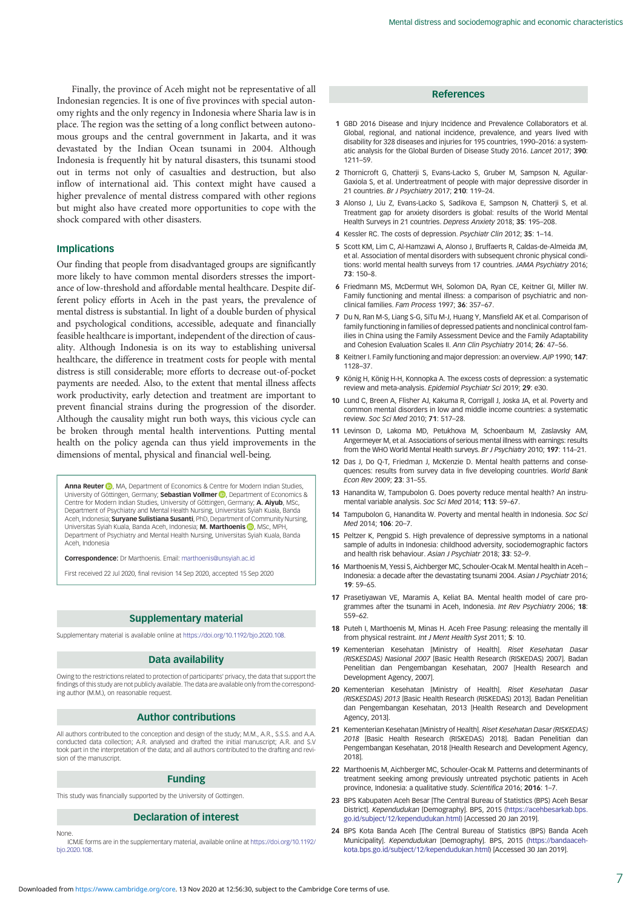Finally, the province of Aceh might not be representative of all Indonesian regencies. It is one of five provinces with special autonomy rights and the only regency in Indonesia where Sharia law is in place. The region was the setting of a long conflict between autonomous groups and the central government in Jakarta, and it was devastated by the Indian Ocean tsunami in 2004. Although Indonesia is frequently hit by natural disasters, this tsunami stood out in terms not only of casualties and destruction, but also inflow of international aid. This context might have caused a higher prevalence of mental distress compared with other regions but might also have created more opportunities to cope with the shock compared with other disasters.

## Implications

Our finding that people from disadvantaged groups are significantly more likely to have common mental disorders stresses the importance of low-threshold and affordable mental healthcare. Despite different policy efforts in Aceh in the past years, the prevalence of mental distress is substantial. In light of a double burden of physical and psychological conditions, accessible, adequate and financially feasible healthcare is important, independent of the direction of causality. Although Indonesia is on its way to establishing universal healthcare, the difference in treatment costs for people with mental distress is still considerable; more efforts to decrease out-of-pocket payments are needed. Also, to the extent that mental illness affects work productivity, early detection and treatment are important to prevent financial strains during the progression of the disorder. Although the causality might run both ways, this vicious cycle can be broken through mental health interventions. Putting mental health on the policy agenda can thus yield improvements in the dimensions of mental, physical and financial well-being.

**Anna Reuter**, MA, Department of Economics & Centre for Modern Indian Studies, University of Göttingen, Germany; **Sebastian Vollmer**, Department of Economics & Centre for Modern Indian Studies, University of Göttingen, Germany; **A. Aiyub**, MSc, Department of Psychiatry and Mental Health Nursing, Universitas Syiah Kuala, Banda Aceh, Indonesia; **Suryane Sulistiana Susanti**, PhD, Department of Community Nursing, Universitas Syiah Kuala, Banda Aceh, Indonesia; **M. Marthoenis**, MSc, MPH, Department of Psychiatry and Mental Health Nursing, Universitas Syiah Kuala, Banda Aceh, Indonesia

**Correspondence:** Dr Marthoenis. Email: marthoenis@unsyiah.ac.id

First received 22 Jul 2020, final revision 14 Sep 2020, accepted 15 Sep 2020

## Supplementary material

Supplementary material is available online at https://doi.org/10.1192/bjo.2020.108.

## Data availability

Owing to the restrictions related to protection of participants' privacy, the data that support the findings of this study are not publicly available. The data are available only from the corresponding author (M.M.), on reasonable request.

## Author contributions

All authors contributed to the conception and design of the study; M.M., A.R., S.S.S. and A.A. conducted data collection; A.R. analysed and drafted the initial manuscript; A.R. and S.V took part in the interpretation of the data; and all authors contributed to the drafting and revision of the manuscript.

## Funding

This study was financially supported by the University of Gottingen.

## Declaration of interest

None.

ICMJE forms are in the supplementary material, available online at https://doi.org/10.1192/bjo.2020.108.

## References

1. GBD 2016 Disease and Injury Incidence and Prevalence Collaborators et al. Global, regional, and national incidence, prevalence, and years lived with disability for 328 diseases and injuries for 195 countries, 1990–2016: a systematic analysis for the Global Burden of Disease Study 2016. *Lancet* 2017; **390**: 1211–59.
2. Thornicroft G, Chatterji S, Evans-Lacko S, Gruber M, Sampson N, Aguilar-Gaxiola S, et al. Undertreatment of people with major depressive disorder in 21 countries. *Br J Psychiatry* 2017; **210**: 119–24.
3. Alonso J, Liu Z, Evans-Lacko S, Sadikova E, Sampson N, Chatterji S, et al. Treatment gap for anxiety disorders is global: results of the World Mental Health Surveys in 21 countries. *Depress Anxiety* 2018; **35**: 195–208.
4. Kessler RC. The costs of depression. *Psychiatr Clin* 2012; **35**: 1–14.
5. Scott KM, Lim C, Al-Hamzawi A, Alonso J, Bruffaerts R, Caldas-de-Almeida JM, et al. Association of mental disorders with subsequent chronic physical conditions: world mental health surveys from 17 countries. *JAMA Psychiatry* 2016; **73**: 150–8.
6. Friedmann MS, McDermut WH, Solomon DA, Ryan CE, Keitner GI, Miller IW. Family functioning and mental illness: a comparison of psychiatric and nonclinical families. *Fam Process* 1997; **36**: 357–67.
7. Du N, Ran M-S, Liang S-G, SiTu M-J, Huang Y, Mansfield AK et al. Comparison of family functioning in families of depressed patients and nonclinical control families in China using the Family Assessment Device and the Family Adaptability and Cohesion Evaluation Scales II. *Ann Clin Psychiatry* 2014; **26**: 47–56.
8. Keitner I. Family functioning and major depression: an overview. *AJP* 1990; **147**: 1128–37.
9. König H, König H-H, Konnopka A. The excess costs of depression: a systematic review and meta-analysis. *Epidemiol Psychiatr Sci* 2019; **29**: e30.
10. Lund C, Breen A, Flisher AJ, Kakuma R, Corrigall J, Joska JA, et al. Poverty and common mental disorders in low and middle income countries: a systematic review. *Soc Sci Med* 2010; **71**: 517–28.
11. Levinson D, Lakoma MD, Petukhova M, Schoenbaum M, Zaslavsky AM, Angermeyer M, et al. Associations of serious mental illness with earnings: results from the WHO World Mental Health surveys. *Br J Psychiatry* 2010; **197**: 114–21.
12. Das J, Do Q-T, Friedman J, McKenzie D. Mental health patterns and consequences: results from survey data in five developing countries. *World Bank Econ Rev* 2009; **23**: 31–55.
13. Hanandita W, Tampubolon G. Does poverty reduce mental health? An instrumental variable analysis. *Soc Sci Med* 2014; **113**: 59–67.
14. Tampubolon G, Hanandita W. Poverty and mental health in Indonesia. *Soc Sci Med* 2014; **106**: 20–7.
15. Peltzer K, Pengpid S. High prevalence of depressive symptoms in a national sample of adults in Indonesia: childhood adversity, sociodemographic factors and health risk behaviour. *Asian J Psychiatr* 2018; **33**: 52–9.
16. Marthoenis M, Yessi S, Aichberger MC, Schouler-Ocak M. Mental health in Aceh – Indonesia: a decade after the devastating tsunami 2004. *Asian J Psychiatr* 2016; **19**: 59–65.
17. Prasetiyawan VE, Maramis A, Keliat BA. Mental health model of care programmes after the tsunami in Aceh, Indonesia. *Int Rev Psychiatry* 2006; **18**: 559–62.
18. Puteh I, Marthoenis M, Minas H. Aceh Free Pasung: releasing the mentally ill from physical restraint. *Int J Ment Health Syst* 2011; **5**: 10.
19. Kementerian Kesehatan [Ministry of Health]. *Riset Kesehatan Dasar (RISKESDAS) Nasional 2007* [Basic Health Research (RISKESDAS) 2007]. Badan Penelitian dan Pengembangan Kesehatan, 2007 [Health Research and Development Agency, 2007].
20. Kementerian Kesehatan [Ministry of Health]. *Riset Kesehatan Dasar (RISKESDAS) 2013* [Basic Health Research (RISKESDAS) 2013]. Badan Penelitian dan Pengembangan Kesehatan, 2013 [Health Research and Development Agency, 2013].
21. Kementerian Kesehatan [Ministry of Health]. *Riset Kesehatan Dasar (RISKESDAS) 2018* [Basic Health Research (RISKESDAS) 2018]. Badan Penelitian dan Pengembangan Kesehatan, 2018 [Health Research and Development Agency, 2018].
22. Marthoenis M, Aichberger MC, Schouler-Ocak M. Patterns and determinants of treatment seeking among previously untreated psychotic patients in Aceh province, Indonesia: a qualitative study. *Scientifica* 2016; **2016**: 1–7.
23. BPS Kabupaten Aceh Besar [The Central Bureau of Statistics (BPS) Aceh Besar District]. *Kependudukan* [Demography]. BPS, 2015 (https://acehbesarkab.bps.go.id/subject/12/kependudukan.html) [Accessed 20 Jan 2019].
24. BPS Kota Banda Aceh [The Central Bureau of Statistics (BPS) Banda Aceh Municipality]. *Kependudukan* [Demography]. BPS, 2015 (https://bandaacehkota.bps.go.id/subject/12/kependudukan.html) [Accessed 30 Jan 2019].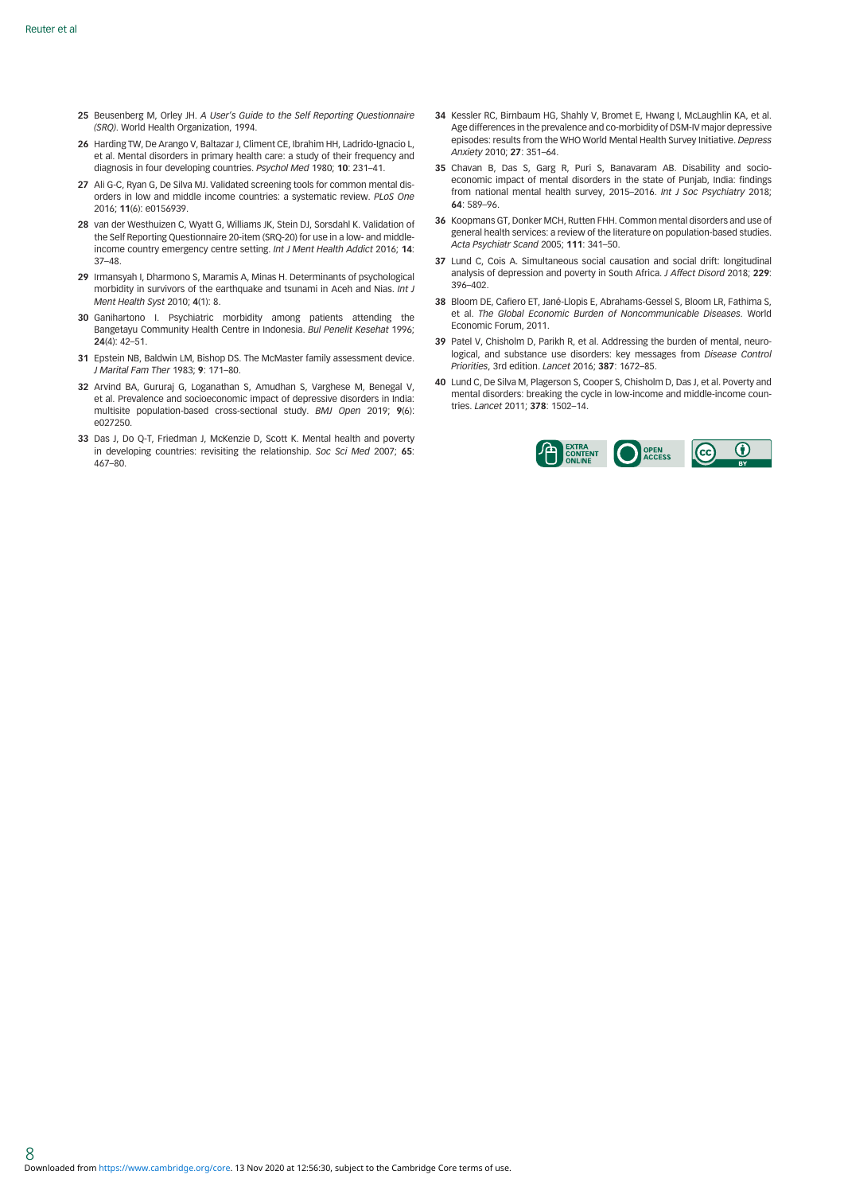25 Beusenberg M, Orley JH. *A User's Guide to the Self Reporting Questionnaire (SRQ)*. World Health Organization, 1994.

26 Harding TW, De Arango V, Baltazar J, Climent CE, Ibrahim HH, Ladrido-Ignacio L, et al. Mental disorders in primary health care: a study of their frequency and diagnosis in four developing countries. *Psychol Med* 1980; **10**: 231–41.

27 Ali G-C, Ryan G, De Silva MJ. Validated screening tools for common mental disorders in low and middle income countries: a systematic review. *PLoS One* 2016; **11**(6): e0156939.

28 van der Westhuizen C, Wyatt G, Williams JK, Stein DJ, Sorsdahl K. Validation of the Self Reporting Questionnaire 20-item (SRQ-20) for use in a low- and middle-income country emergency centre setting. *Int J Ment Health Addict* 2016; **14**: 37–48.

29 Irmansyah I, Dharmono S, Maramis A, Minas H. Determinants of psychological morbidity in survivors of the earthquake and tsunami in Aceh and Nias. *Int J Ment Health Syst* 2010; **4**(1): 8.

30 Ganihartono I. Psychiatric morbidity among patients attending the Bangetayu Community Health Centre in Indonesia. *Bul Penelit Kesehat* 1996; **24**(4): 42–51.

31 Epstein NB, Baldwin LM, Bishop DS. The McMaster family assessment device. *J Marital Fam Ther* 1983; **9**: 171–80.

32 Arvind BA, Gururaj G, Loganathan S, Amudhan S, Varghese M, Benegal V, et al. Prevalence and socioeconomic impact of depressive disorders in India: multisite population-based cross-sectional study. *BMJ Open* 2019; **9**(6): e027250.

33 Das J, Do Q-T, Friedman J, McKenzie D, Scott K. Mental health and poverty in developing countries: revisiting the relationship. *Soc Sci Med* 2007; **65**: 467–80.

34 Kessler RC, Birnbaum HG, Shahly V, Bromet E, Hwang I, McLaughlin KA, et al. Age differences in the prevalence and co-morbidity of DSM-IV major depressive episodes: results from the WHO World Mental Health Survey Initiative. *Depress Anxiety* 2010; **27**: 351–64.

35 Chavan B, Das S, Garg R, Puri S, Banavaram AB. Disability and socio-economic impact of mental disorders in the state of Punjab, India: findings from national mental health survey, 2015–2016. *Int J Soc Psychiatry* 2018; **64**: 589–96.

36 Koopmans GT, Donker MCH, Rutten FHH. Common mental disorders and use of general health services: a review of the literature on population-based studies. *Acta Psychiatr Scand* 2005; **111**: 341–50.

37 Lund C, Cois A. Simultaneous social causation and social drift: longitudinal analysis of depression and poverty in South Africa. *J Affect Disord* 2018; **229**: 396–402.

38 Bloom DE, Cafiero ET, Jané-Llopis E, Abrahams-Gessel S, Bloom LR, Fathima S, et al. *The Global Economic Burden of Noncommunicable Diseases*. World Economic Forum, 2011.

39 Patel V, Chisholm D, Parikh R, et al. Addressing the burden of mental, neurological, and substance use disorders: key messages from *Disease Control Priorities*, 3rd edition. *Lancet* 2016; **387**: 1672–85.

40 Lund C, De Silva M, Plagerson S, Cooper S, Chisholm D, Das J, et al. Poverty and mental disorders: breaking the cycle in low-income and middle-income countries. *Lancet* 2011; **378**: 1502–14.